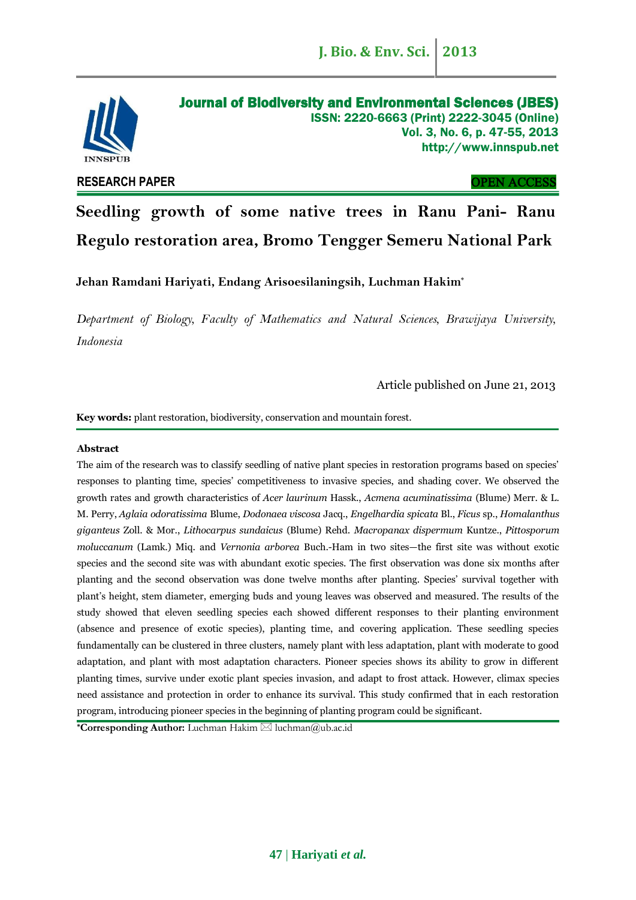Journal of Biodiversity and Environmental Sciences (JBES)
ISSN: 2220-6663 (Print) 2222-3045 (Online)
Vol. 3, No. 6, p. 47-55, 2013
http://www.innspub.net

RESEARCH PAPER

OPEN ACCESS

# Seedling growth of some native trees in Ranu Pani- Ranu Regulo restoration area, Bromo Tengger Semeru National Park

**Jehan Ramdani Hariyati, Endang Arisoesilaningsih, Luchman Hakim***

*Department of Biology, Faculty of Mathematics and Natural Sciences, Brawijaya University, Indonesia*

Article published on June 21, 2013

**Key words:** plant restoration, biodiversity, conservation and mountain forest.

## Abstract

The aim of the research was to classify seedling of native plant species in restoration programs based on species' responses to planting time, species' competitiveness to invasive species, and shading cover. We observed the growth rates and growth characteristics of *Acer laurinum* Hassk., *Acmena acuminatissima* (Blume) Merr. & L. M. Perry, *Aglaia odoratissima* Blume, *Dodonaea viscosa* Jacq., *Engelhardia spicata* Bl., *Ficus* sp., *Homalanthus giganteus* Zoll. & Mor., *Lithocarpus sundaicus* (Blume) Rehd. *Macropanax dispermum* Kuntze., *Pittosporum moluccanum* (Lamk.) Miq. and *Vernonia arborea* Buch.-Ham in two sites—the first site was without exotic species and the second site was with abundant exotic species. The first observation was done six months after planting and the second observation was done twelve months after planting. Species' survival together with plant's height, stem diameter, emerging buds and young leaves was observed and measured. The results of the study showed that eleven seedling species each showed different responses to their planting environment (absence and presence of exotic species), planting time, and covering application. These seedling species fundamentally can be clustered in three clusters, namely plant with less adaptation, plant with moderate to good adaptation, and plant with most adaptation characters. Pioneer species shows its ability to grow in different planting times, survive under exotic plant species invasion, and adapt to frost attack. However, climax species need assistance and protection in order to enhance its survival. This study confirmed that in each restoration program, introducing pioneer species in the beginning of planting program could be significant.

***Corresponding Author:** Luchman Hakim ✉ luchman@ub.ac.id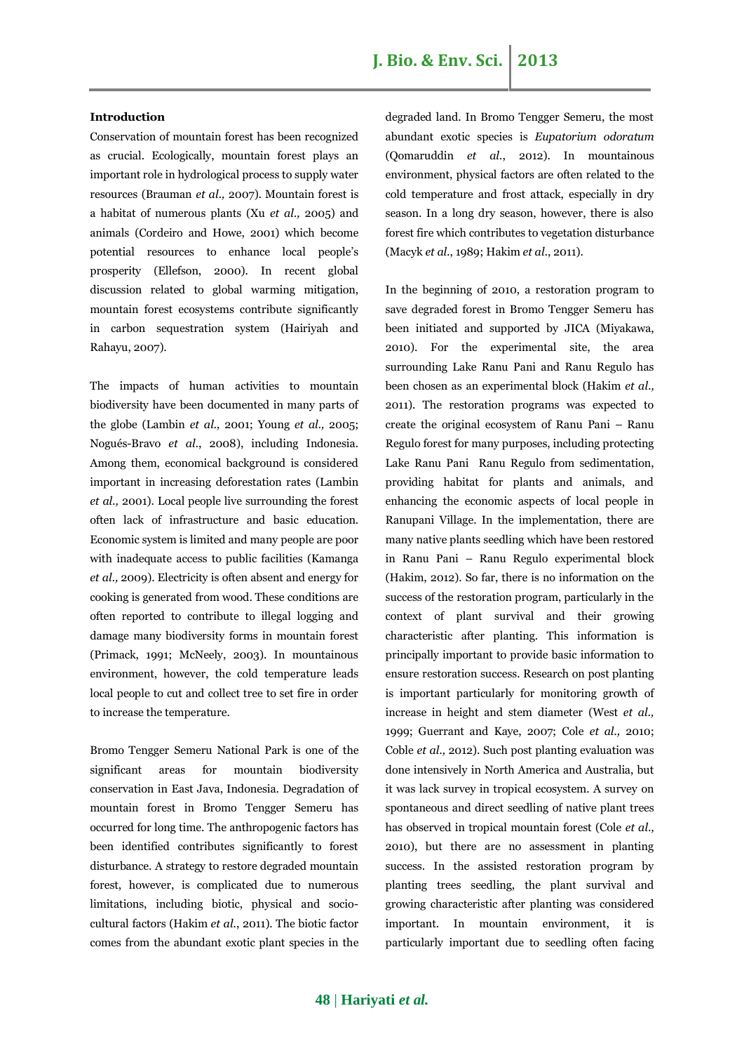**Introduction**

Conservation of mountain forest has been recognized as crucial. Ecologically, mountain forest plays an important role in hydrological process to supply water resources (Brauman *et al.,* 2007). Mountain forest is a habitat of numerous plants (Xu *et al.,* 2005) and animals (Cordeiro and Howe, 2001) which become potential resources to enhance local people's prosperity (Ellefson, 2000). In recent global discussion related to global warming mitigation, mountain forest ecosystems contribute significantly in carbon sequestration system (Hairiyah and Rahayu, 2007).

The impacts of human activities to mountain biodiversity have been documented in many parts of the globe (Lambin *et al.,* 2001; Young *et al.,* 2005; Nogués-Bravo *et al*., 2008), including Indonesia. Among them, economical background is considered important in increasing deforestation rates (Lambin *et al.,* 2001). Local people live surrounding the forest often lack of infrastructure and basic education. Economic system is limited and many people are poor with inadequate access to public facilities (Kamanga *et al.,* 2009). Electricity is often absent and energy for cooking is generated from wood. These conditions are often reported to contribute to illegal logging and damage many biodiversity forms in mountain forest (Primack, 1991; McNeely, 2003). In mountainous environment, however, the cold temperature leads local people to cut and collect tree to set fire in order to increase the temperature.

Bromo Tengger Semeru National Park is one of the significant areas for mountain biodiversity conservation in East Java, Indonesia. Degradation of mountain forest in Bromo Tengger Semeru has occurred for long time. The anthropogenic factors has been identified contributes significantly to forest disturbance. A strategy to restore degraded mountain forest, however, is complicated due to numerous limitations, including biotic, physical and socio-cultural factors (Hakim *et al*., 2011). The biotic factor comes from the abundant exotic plant species in the degraded land. In Bromo Tengger Semeru, the most abundant exotic species is *Eupatorium odoratum* (Qomaruddin *et al*., 2012). In mountainous environment, physical factors are often related to the cold temperature and frost attack, especially in dry season. In a long dry season, however, there is also forest fire which contributes to vegetation disturbance (Macyk *et al*., 1989; Hakim *et al*., 2011).

In the beginning of 2010, a restoration program to save degraded forest in Bromo Tengger Semeru has been initiated and supported by JICA (Miyakawa, 2010). For the experimental site, the area surrounding Lake Ranu Pani and Ranu Regulo has been chosen as an experimental block (Hakim *et al.,* 2011). The restoration programs was expected to create the original ecosystem of Ranu Pani – Ranu Regulo forest for many purposes, including protecting Lake Ranu Pani Ranu Regulo from sedimentation, providing habitat for plants and animals, and enhancing the economic aspects of local people in Ranupani Village. In the implementation, there are many native plants seedling which have been restored in Ranu Pani – Ranu Regulo experimental block (Hakim, 2012). So far, there is no information on the success of the restoration program, particularly in the context of plant survival and their growing characteristic after planting. This information is principally important to provide basic information to ensure restoration success. Research on post planting is important particularly for monitoring growth of increase in height and stem diameter (West *et al.,* 1999; Guerrant and Kaye, 2007; Cole *et al.,* 2010; Coble *et al.,* 2012). Such post planting evaluation was done intensively in North America and Australia, but it was lack survey in tropical ecosystem. A survey on spontaneous and direct seedling of native plant trees has observed in tropical mountain forest (Cole *et al.,* 2010), but there are no assessment in planting success. In the assisted restoration program by planting trees seedling, the plant survival and growing characteristic after planting was considered important. In mountain environment, it is particularly important due to seedling often facing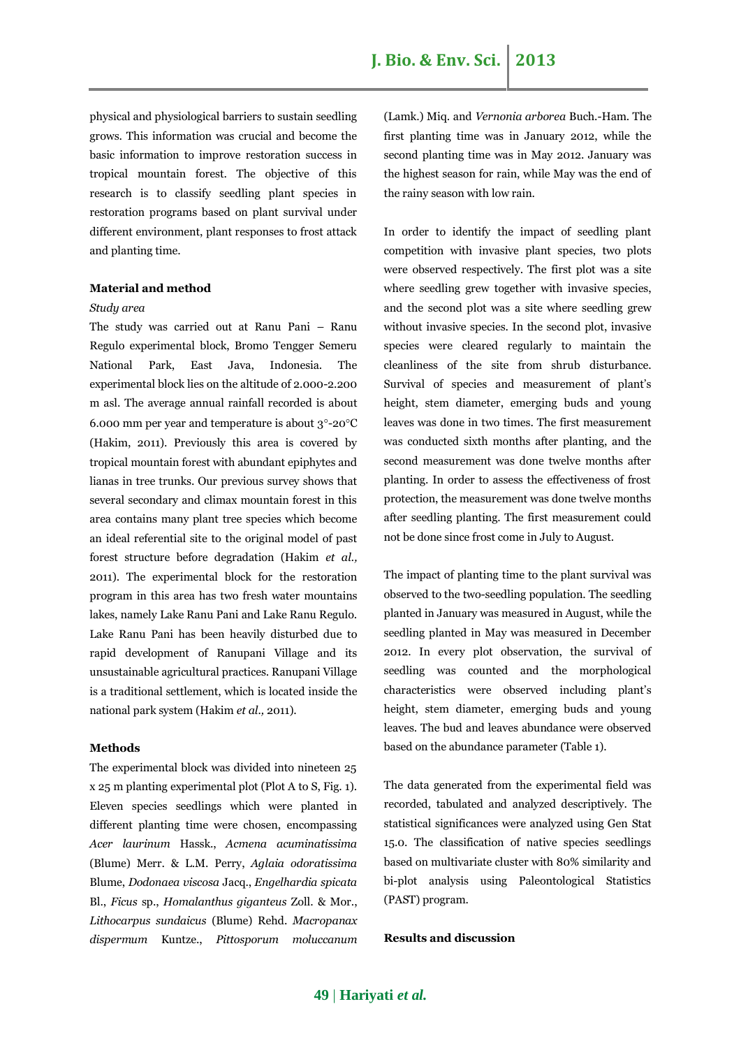physical and physiological barriers to sustain seedling grows. This information was crucial and become the basic information to improve restoration success in tropical mountain forest. The objective of this research is to classify seedling plant species in restoration programs based on plant survival under different environment, plant responses to frost attack and planting time.

**Material and method**

*Study area*

The study was carried out at Ranu Pani – Ranu Regulo experimental block, Bromo Tengger Semeru National Park, East Java, Indonesia. The experimental block lies on the altitude of 2.000-2.200 m asl. The average annual rainfall recorded is about 6.000 mm per year and temperature is about 3°-20°C (Hakim, 2011). Previously this area is covered by tropical mountain forest with abundant epiphytes and lianas in tree trunks. Our previous survey shows that several secondary and climax mountain forest in this area contains many plant tree species which become an ideal referential site to the original model of past forest structure before degradation (Hakim *et al.,* 2011). The experimental block for the restoration program in this area has two fresh water mountains lakes, namely Lake Ranu Pani and Lake Ranu Regulo. Lake Ranu Pani has been heavily disturbed due to rapid development of Ranupani Village and its unsustainable agricultural practices. Ranupani Village is a traditional settlement, which is located inside the national park system (Hakim *et al.,* 2011).

**Methods**

The experimental block was divided into nineteen 25 x 25 m planting experimental plot (Plot A to S, Fig. 1). Eleven species seedlings which were planted in different planting time were chosen, encompassing *Acer laurinum* Hassk., *Acmena acuminatissima* (Blume) Merr. & L.M. Perry, *Aglaia odoratissima* Blume, *Dodonaea viscosa* Jacq., *Engelhardia spicata* Bl., *Ficus* sp., *Homalanthus giganteus* Zoll. & Mor., *Lithocarpus sundaicus* (Blume) Rehd. *Macropanax dispermum* Kuntze., *Pittosporum moluccanum* (Lamk.) Miq. and *Vernonia arborea* Buch.-Ham. The first planting time was in January 2012, while the second planting time was in May 2012. January was the highest season for rain, while May was the end of the rainy season with low rain.

In order to identify the impact of seedling plant competition with invasive plant species, two plots were observed respectively. The first plot was a site where seedling grew together with invasive species, and the second plot was a site where seedling grew without invasive species. In the second plot, invasive species were cleared regularly to maintain the cleanliness of the site from shrub disturbance. Survival of species and measurement of plant's height, stem diameter, emerging buds and young leaves was done in two times. The first measurement was conducted sixth months after planting, and the second measurement was done twelve months after planting. In order to assess the effectiveness of frost protection, the measurement was done twelve months after seedling planting. The first measurement could not be done since frost come in July to August.

The impact of planting time to the plant survival was observed to the two-seedling population. The seedling planted in January was measured in August, while the seedling planted in May was measured in December 2012. In every plot observation, the survival of seedling was counted and the morphological characteristics were observed including plant's height, stem diameter, emerging buds and young leaves. The bud and leaves abundance were observed based on the abundance parameter (Table 1).

The data generated from the experimental field was recorded, tabulated and analyzed descriptively. The statistical significances were analyzed using Gen Stat 15.0. The classification of native species seedlings based on multivariate cluster with 80% similarity and bi-plot analysis using Paleontological Statistics (PAST) program.

**Results and discussion**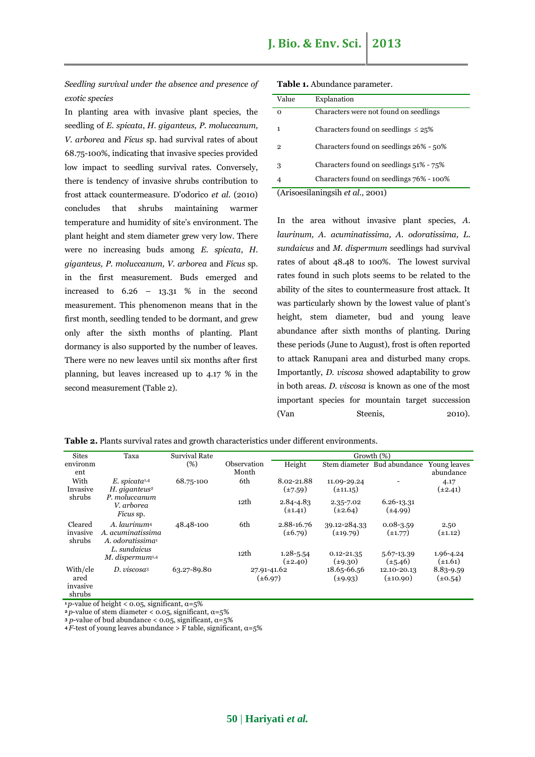*Seedling survival under the absence and presence of exotic species*

In planting area with invasive plant species, the seedling of *E. spicata*, *H. giganteus, P. moluccanum, V. arborea* and *Ficus* sp. had survival rates of about 68.75-100%, indicating that invasive species provided low impact to seedling survival rates. Conversely, there is tendency of invasive shrubs contribution to frost attack countermeasure. D'odorico *et al.* (2010) concludes that shrubs maintaining warmer temperature and humidity of site's environment. The plant height and stem diameter grew very low. There were no increasing buds among *E. spicata*, *H. giganteus, P. moluccanum, V. arborea* and *Ficus* sp. in the first measurement. Buds emerged and increased to 6.26 – 13.31 % in the second measurement. This phenomenon means that in the first month, seedling tended to be dormant, and grew only after the sixth months of planting. Plant dormancy is also supported by the number of leaves. There were no new leaves until six months after first planning, but leaves increased up to 4.17 % in the second measurement (Table 2).

**Table 1.** Abundance parameter.

| Value | Explanation |
|---|---|
| 0 | Characters were not found on seedlings |
| 1 | Characters found on seedlings ≤ 25% |
| 2 | Characters found on seedlings 26% - 50% |
| 3 | Characters found on seedlings 51% - 75% |
| 4 | Characters found on seedlings 76% - 100% |

(Arisoesilaningsih *et al.,* 2001)

In the area without invasive plant species, *A. laurinum, A. acuminatissima, A. odoratissima, L. sundaicus* and *M. dispermum* seedlings had survival rates of about 48.48 to 100%. The lowest survival rates found in such plots seems to be related to the ability of the sites to countermeasure frost attack. It was particularly shown by the lowest value of plant's height, stem diameter, bud and young leave abundance after sixth months of planting. During these periods (June to August), frost is often reported to attack Ranupani area and disturbed many crops. Importantly, *D. viscosa* showed adaptability to grow in both areas. *D. viscosa* is known as one of the most important species for mountain target succession (Van Steenis, 2010).

**Table 2.** Plants survival rates and growth characteristics under different environments.

| Sites environment | Taxa | Survival Rate (%) | Observation Month | Growth (%) | | | |
|---|---|---|---|---|---|---|---|
| | | | | Height | Stem diameter | Bud abundance | Young leaves abundance |
| With Invasive shrubs | *E. spicata*[1,4] *H. giganteus*[2] *P. moluccanum* *V. arborea* *Ficus* sp. | 68.75-100 | 6th | 8.02-21.88 (±7.59) | 11.09-29.24 (±11.15) | - | 4.17 (±2.41) |
| | | | 12th | 2.84-4.83 (±1.41) | 2.35-7.02 (±2.64) | 6.26-13.31 (±4.99) | |
| Cleared invasive shrubs | *A. laurinum*[4] *A. acuminatissima* *A. odoratissima*[1] *L. sundaicus* *M. dispermum*[1,4] | 48.48-100 | 6th | 2.88-16.76 (±6.79) | 39.12-284.33 (±19.79) | 0.08-3.59 (±1.77) | 2.50 (±1.12) |
| | | | 12th | 1.28-5.54 (±2.40) | 0.12-21.35 (±9.30) | 5.67-13.39 (±5.46) | 1.96-4.24 (±1.61) |
| With/cleared invasive shrubs | *D. viscosa*[3] | 63.27-89.80 | 27.91-41.62 (±6.97) | | 18.65-66.56 (±9.93) | 12.10-20.13 (±10.90) | 8.83-9.59 (±0.54) |

[1] *p*-value of height < 0.05, significant, α=5%
[2] *p*-value of stem diameter < 0.05, significant, α=5%
[3] *p*-value of bud abundance < 0.05, significant, α=5%
[4] *F*-test of young leaves abundance > F table, significant, α=5%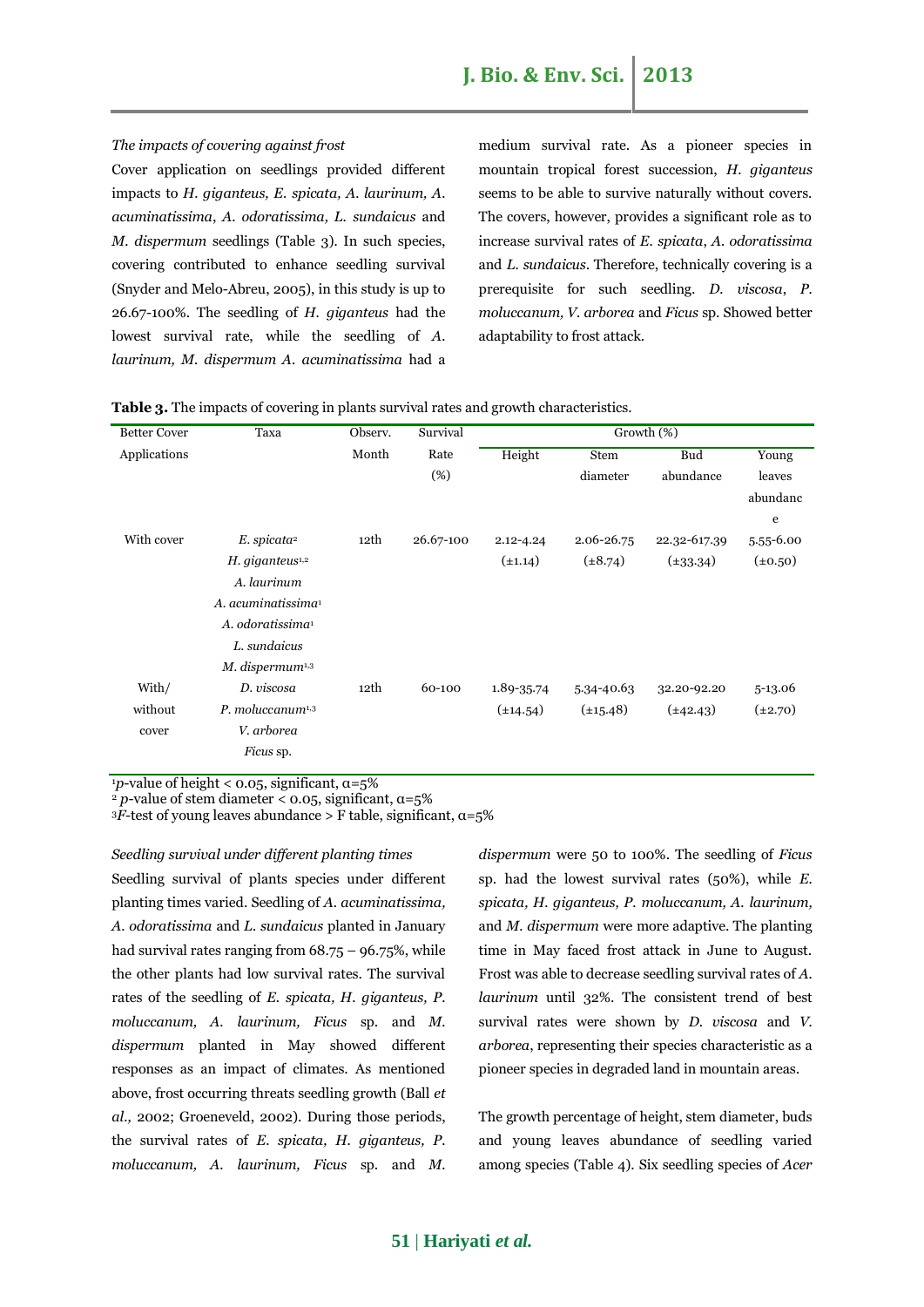*The impacts of covering against frost*

Cover application on seedlings provided different impacts to *H. giganteus, E. spicata, A. laurinum, A. acuminatissima*, *A. odoratissima, L. sundaicus* and *M. dispermum* seedlings (Table 3). In such species, covering contributed to enhance seedling survival (Snyder and Melo-Abreu, 2005), in this study is up to 26.67-100%. The seedling of *H. giganteus* had the lowest survival rate, while the seedling of *A. laurinum, M. dispermum A. acuminatissima* had a medium survival rate. As a pioneer species in mountain tropical forest succession, *H. giganteus* seems to be able to survive naturally without covers. The covers, however, provides a significant role as to increase survival rates of *E. spicata*, *A. odoratissima* and *L. sundaicus*. Therefore, technically covering is a prerequisite for such seedling. *D. viscosa*, *P. moluccanum, V. arborea* and *Ficus* sp. Showed better adaptability to frost attack.

**Table 3.** The impacts of covering in plants survival rates and growth characteristics.

| Better Cover Applications | Taxa | Observ. Month | Survival Rate (%) | Growth (%) | | | |
|---|---|---|---|---|---|---|---|
| | | | | Height | Stem diameter | Bud abundance | Young leaves abundance |
| With cover | *E. spicata*[2] <br> *H. giganteus*[1,2] <br> *A. laurinum* <br> *A. acuminatissima*[1] <br> *A. odoratissima*[1] <br> *L. sundaicus* <br> *M. dispermum*[1,3] | 12th | 26.67-100 | 2.12-4.24 (±1.14) | 2.06-26.75 (±8.74) | 22.32-617.39 (±33.34) | 5.55-6.00 (±0.50) |
| With/ without cover | *D. viscosa* <br> *P. moluccanum*[1,3] <br> *V. arborea* <br> *Ficus* sp. | 12th | 60-100 | 1.89-35.74 (±14.54) | 5.34-40.63 (±15.48) | 32.20-92.20 (±42.43) | 5-13.06 (±2.70) |

[1] $p$-value of height $< 0.05$, significant, $\alpha=5\%$
[2] $p$-value of stem diameter $< 0.05$, significant, $\alpha=5\%$
[3] $F$-test of young leaves abundance > F table, significant, $\alpha=5\%$

*Seedling survival under different planting times*

Seedling survival of plants species under different planting times varied. Seedling of *A. acuminatissima, A. odoratissima* and *L. sundaicus* planted in January had survival rates ranging from 68.75 – 96.75%, while the other plants had low survival rates. The survival rates of the seedling of *E. spicata, H. giganteus, P. moluccanum, A. laurinum, Ficus* sp. and *M. dispermum* planted in May showed different responses as an impact of climates. As mentioned above, frost occurring threats seedling growth (Ball *et al.,* 2002; Groeneveld, 2002). During those periods, the survival rates of *E. spicata, H. giganteus, P. moluccanum, A. laurinum, Ficus* sp. and *M. dispermum* were 50 to 100%. The seedling of *Ficus* sp. had the lowest survival rates (50%), while *E. spicata, H. giganteus, P. moluccanum, A. laurinum,* and *M. dispermum* were more adaptive. The planting time in May faced frost attack in June to August. Frost was able to decrease seedling survival rates of *A. laurinum* until 32%. The consistent trend of best survival rates were shown by *D. viscosa* and *V. arborea*, representing their species characteristic as a pioneer species in degraded land in mountain areas.

The growth percentage of height, stem diameter, buds and young leaves abundance of seedling varied among species (Table 4). Six seedling species of *Acer*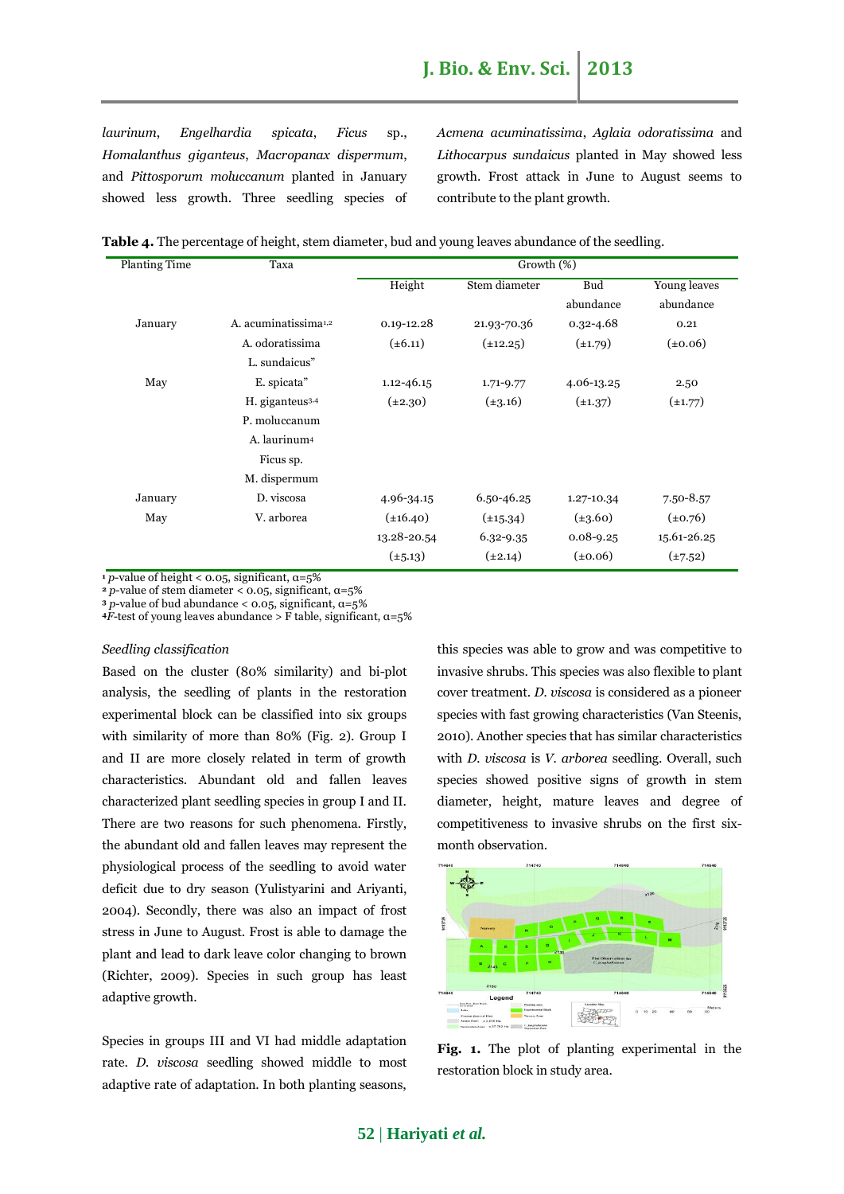*laurinum*, *Engelhardia spicata*, *Ficus* sp., *Homalanthus giganteus*, *Macropanax dispermum*, and *Pittosporum moluccanum* planted in January showed less growth. Three seedling species of *Acmena acuminatissima*, *Aglaia odoratissima* and *Lithocarpus sundaicus* planted in May showed less growth. Frost attack in June to August seems to contribute to the plant growth.

**Table 4.** The percentage of height, stem diameter, bud and young leaves abundance of the seedling.

| Planting Time | Taxa | Growth (%) | | | |
|---|---|---|---|---|---|
| | | Height | Stem diameter | Bud abundance | Young leaves abundance |
| January | A. acuminatissima[1,2] | 0.19-12.28 | 21.93-70.36 | 0.32-4.68 | 0.21 |
| | A. odoratissima | (±6.11) | (±12.25) | (±1.79) | (±0.06) |
| | L. sundaicus" | | | | |
| May | E. spicata" | 1.12-46.15 | 1.71-9.77 | 4.06-13.25 | 2.50 |
| | H. giganteus[3,4] | (±2.30) | (±3.16) | (±1.37) | (±1.77) |
| | P. moluccanum | | | | |
| | A. laurinum[4] | | | | |
| | Ficus sp. | | | | |
| | M. dispermum | | | | |
| January | D. viscosa | 4.96-34.15 | 6.50-46.25 | 1.27-10.34 | 7.50-8.57 |
| May | V. arborea | (±16.40) | (±15.34) | (±3.60) | (±0.76) |
| | | 13.28-20.54 | 6.32-9.35 | 0.08-9.25 | 15.61-26.25 |
| | | (±5.13) | (±2.14) | (±0.06) | (±7.52) |

[1] $p$-value of height < 0.05, significant, α=5%
[2] $p$-value of stem diameter < 0.05, significant, α=5%
[3] $p$-value of bud abundance < 0.05, significant, α=5%
[4] $F$-test of young leaves abundance > F table, significant, α=5%

*Seedling classification*

Based on the cluster (80% similarity) and bi-plot analysis, the seedling of plants in the restoration experimental block can be classified into six groups with similarity of more than 80% (Fig. 2). Group I and II are more closely related in term of growth characteristics. Abundant old and fallen leaves characterized plant seedling species in group I and II. There are two reasons for such phenomena. Firstly, the abundant old and fallen leaves may represent the physiological process of the seedling to avoid water deficit due to dry season (Yulistyarini and Ariyanti, 2004). Secondly, there was also an impact of frost stress in June to August. Frost is able to damage the plant and lead to dark leave color changing to brown (Richter, 2009). Species in such group has least adaptive growth.

Species in groups III and VI had middle adaptation rate. *D. viscosa* seedling showed middle to most adaptive rate of adaptation. In both planting seasons, this species was able to grow and was competitive to invasive shrubs. This species was also flexible to plant cover treatment. *D. viscosa* is considered as a pioneer species with fast growing characteristics (Van Steenis, 2010). Another species that has similar characteristics with *D. viscosa* is *V. arborea* seedling. Overall, such species showed positive signs of growth in stem diameter, height, mature leaves and degree of competitiveness to invasive shrubs on the first six-month observation.

**Fig. 1.** The plot of planting experimental in the restoration block in study area.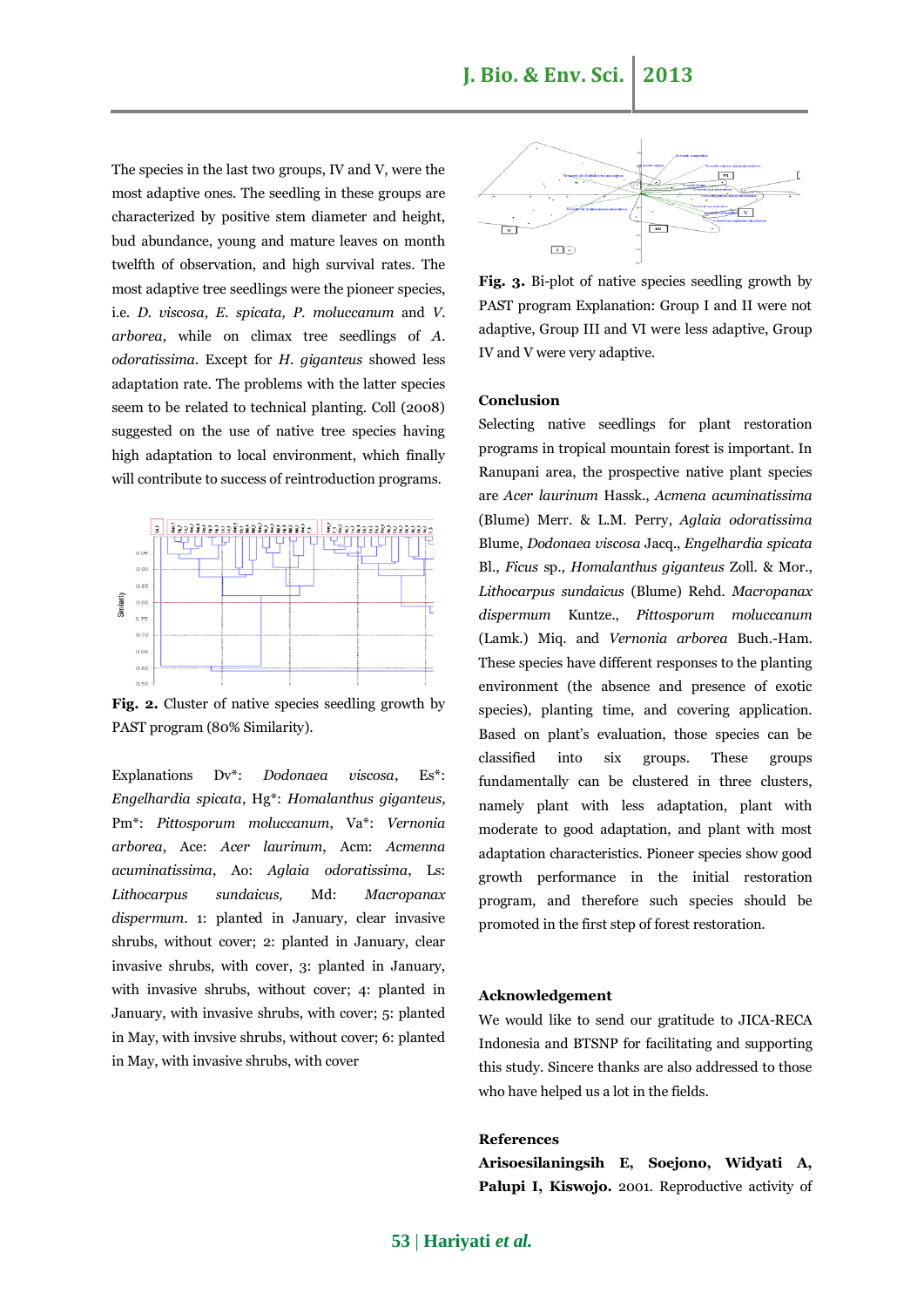The species in the last two groups, IV and V, were the most adaptive ones. The seedling in these groups are characterized by positive stem diameter and height, bud abundance, young and mature leaves on month twelfth of observation, and high survival rates. The most adaptive tree seedlings were the pioneer species, i.e. *D. viscosa*, *E. spicata, P. moluccanum* and *V. arborea,* while on climax tree seedlings of *A. odoratissima*. Except for *H. giganteus* showed less adaptation rate. The problems with the latter species seem to be related to technical planting. Coll (2008) suggested on the use of native tree species having high adaptation to local environment, which finally will contribute to success of reintroduction programs.

**Fig. 2.** Cluster of native species seedling growth by PAST program (80% Similarity).

Explanations Dv*: *Dodonaea viscosa*, Es*: *Engelhardia spicata*, Hg*: *Homalanthus giganteus*, Pm*: *Pittosporum moluccanum*, Va*: *Vernonia arborea*, Ace: *Acer laurinum*, Acm: *Acmenna acuminatissima*, Ao: *Aglaia odoratissima*, Ls: *Lithocarpus sundaicus,* Md: *Macropanax dispermum*. 1: planted in January, clear invasive shrubs, without cover; 2: planted in January, clear invasive shrubs, with cover, 3: planted in January, with invasive shrubs, without cover; 4: planted in January, with invasive shrubs, with cover; 5: planted in May, with invsive shrubs, without cover; 6: planted in May, with invasive shrubs, with cover

**Fig. 3.** Bi-plot of native species seedling growth by PAST program Explanation: Group I and II were not adaptive, Group III and VI were less adaptive, Group IV and V were very adaptive.

## Conclusion

Selecting native seedlings for plant restoration programs in tropical mountain forest is important. In Ranupani area, the prospective native plant species are *Acer laurinum* Hassk., *Acmena acuminatissima* (Blume) Merr. & L.M. Perry, *Aglaia odoratissima* Blume, *Dodonaea viscosa* Jacq., *Engelhardia spicata* Bl., *Ficus* sp., *Homalanthus giganteus* Zoll. & Mor., *Lithocarpus sundaicus* (Blume) Rehd. *Macropanax dispermum* Kuntze., *Pittosporum moluccanum* (Lamk.) Miq. and *Vernonia arborea* Buch.-Ham. These species have different responses to the planting environment (the absence and presence of exotic species), planting time, and covering application. Based on plant's evaluation, those species can be classified into six groups. These groups fundamentally can be clustered in three clusters, namely plant with less adaptation, plant with moderate to good adaptation, and plant with most adaptation characteristics. Pioneer species show good growth performance in the initial restoration program, and therefore such species should be promoted in the first step of forest restoration.

## Acknowledgement

We would like to send our gratitude to JICA-RECA Indonesia and BTSNP for facilitating and supporting this study. Sincere thanks are also addressed to those who have helped us a lot in the fields.

## References

**Arisoesilaningsih E, Soejono, Widyati A, Palupi I, Kiswojo.** 2001. Reproductive activity of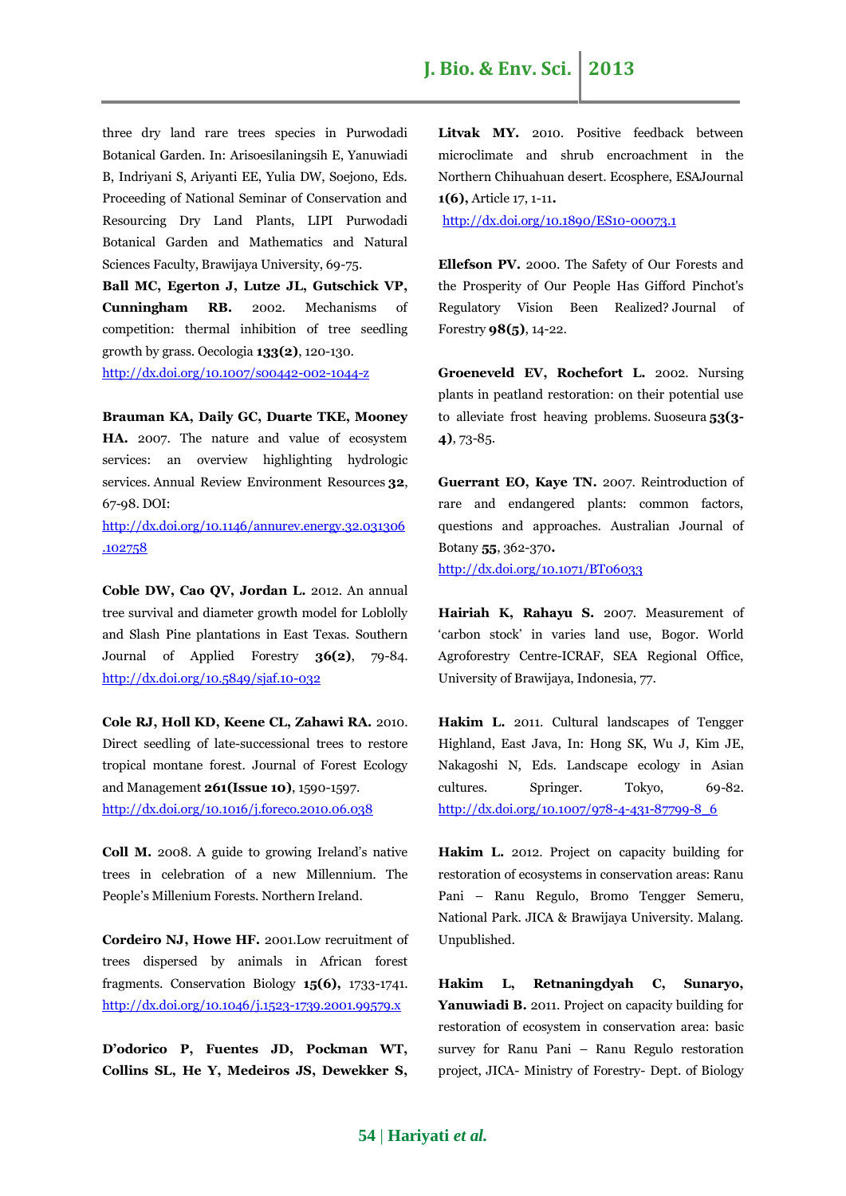three dry land rare trees species in Purwodadi Botanical Garden. In: Arisoesilaningsih E, Yanuwiadi B, Indriyani S, Ariyanti EE, Yulia DW, Soejono, Eds. Proceeding of National Seminar of Conservation and Resourcing Dry Land Plants, LIPI Purwodadi Botanical Garden and Mathematics and Natural Sciences Faculty, Brawijaya University, 69-75.

**Ball MC, Egerton J, Lutze JL, Gutschick VP, Cunningham RB.** 2002. Mechanisms of competition: thermal inhibition of tree seedling growth by grass. Oecologia **133(2)**, 120-130. http://dx.doi.org/10.1007/s00442-002-1044-z

**Brauman KA, Daily GC, Duarte TKE, Mooney HA.** 2007. The nature and value of ecosystem services: an overview highlighting hydrologic services. Annual Review Environment Resources **32**, 67-98. DOI: http://dx.doi.org/10.1146/annurev.energy.32.031306.102758

**Coble DW, Cao QV, Jordan L.** 2012. An annual tree survival and diameter growth model for Loblolly and Slash Pine plantations in East Texas. Southern Journal of Applied Forestry **36(2)**, 79-84. http://dx.doi.org/10.5849/sjaf.10-032

**Cole RJ, Holl KD, Keene CL, Zahawi RA.** 2010. Direct seedling of late-successional trees to restore tropical montane forest. Journal of Forest Ecology and Management **261(Issue 10)**, 1590-1597. http://dx.doi.org/10.1016/j.foreco.2010.06.038

**Coll M.** 2008. A guide to growing Ireland's native trees in celebration of a new Millennium. The People's Millenium Forests. Northern Ireland.

**Cordeiro NJ, Howe HF.** 2001.Low recruitment of trees dispersed by animals in African forest fragments. Conservation Biology **15(6),** 1733-1741. http://dx.doi.org/10.1046/j.1523-1739.2001.99579.x

**D'odorico P, Fuentes JD, Pockman WT, Collins SL, He Y, Medeiros JS, Dewekker S, Litvak MY.** 2010. Positive feedback between microclimate and shrub encroachment in the Northern Chihuahuan desert. Ecosphere, ESAJournal **1(6),** Article 17, 1-11. http://dx.doi.org/10.1890/ES10-00073.1

**Ellefson PV.** 2000. The Safety of Our Forests and the Prosperity of Our People Has Gifford Pinchot's Regulatory Vision Been Realized? Journal of Forestry **98(5)**, 14-22.

**Groeneveld EV, Rochefort L.** 2002. Nursing plants in peatland restoration: on their potential use to alleviate frost heaving problems. Suoseura **53(3-4)**, 73-85.

**Guerrant EO, Kaye TN.** 2007. Reintroduction of rare and endangered plants: common factors, questions and approaches. Australian Journal of Botany **55**, 362-370**.** http://dx.doi.org/10.1071/BT06033

**Hairiah K, Rahayu S.** 2007. Measurement of 'carbon stock' in varies land use, Bogor. World Agroforestry Centre-ICRAF, SEA Regional Office, University of Brawijaya, Indonesia, 77.

**Hakim L.** 2011. Cultural landscapes of Tengger Highland, East Java, In: Hong SK, Wu J, Kim JE, Nakagoshi N, Eds. Landscape ecology in Asian cultures. Springer. Tokyo, 69-82. http://dx.doi.org/10.1007/978-4-431-87799-8_6

**Hakim L.** 2012. Project on capacity building for restoration of ecosystems in conservation areas: Ranu Pani – Ranu Regulo, Bromo Tengger Semeru, National Park. JICA & Brawijaya University. Malang. Unpublished.

**Hakim L, Retnaningdyah C, Sunaryo, Yanuwiadi B.** 2011. Project on capacity building for restoration of ecosystem in conservation area: basic survey for Ranu Pani – Ranu Regulo restoration project, JICA- Ministry of Forestry- Dept. of Biology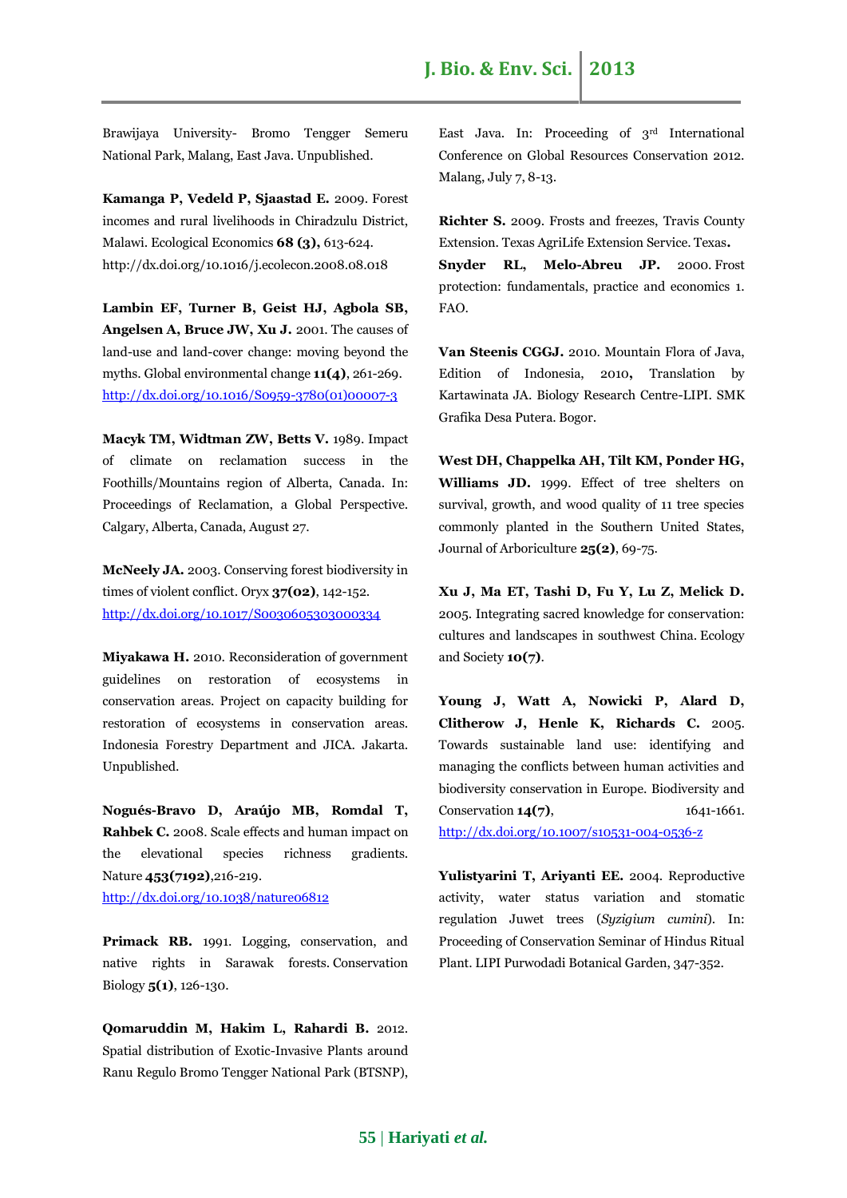Brawijaya University- Bromo Tengger Semeru National Park, Malang, East Java. Unpublished.

**Kamanga P, Vedeld P, Sjaastad E.** 2009. Forest incomes and rural livelihoods in Chiradzulu District, Malawi. Ecological Economics **68 (3),** 613-624. http://dx.doi.org/10.1016/j.ecolecon.2008.08.018

**Lambin EF, Turner B, Geist HJ, Agbola SB, Angelsen A, Bruce JW, Xu J.** 2001. The causes of land-use and land-cover change: moving beyond the myths. Global environmental change **11(4)**, 261-269. http://dx.doi.org/10.1016/S0959-3780(01)00007-3

**Macyk TM, Widtman ZW, Betts V.** 1989. Impact of climate on reclamation success in the Foothills/Mountains region of Alberta, Canada. In: Proceedings of Reclamation, a Global Perspective. Calgary, Alberta, Canada, August 27.

**McNeely JA.** 2003. Conserving forest biodiversity in times of violent conflict. Oryx **37(02)**, 142-152. http://dx.doi.org/10.1017/S0030605303000334

**Miyakawa H.** 2010. Reconsideration of government guidelines on restoration of ecosystems in conservation areas. Project on capacity building for restoration of ecosystems in conservation areas. Indonesia Forestry Department and JICA. Jakarta. Unpublished.

**Nogués-Bravo D, Araújo MB, Romdal T, Rahbek C.** 2008. Scale effects and human impact on the elevational species richness gradients. Nature **453(7192)**,216-219. http://dx.doi.org/10.1038/nature06812

**Primack RB.** 1991. Logging, conservation, and native rights in Sarawak forests. Conservation Biology **5(1)**, 126-130.

**Qomaruddin M, Hakim L, Rahardi B.** 2012. Spatial distribution of Exotic-Invasive Plants around Ranu Regulo Bromo Tengger National Park (BTSNP), East Java. In: Proceeding of 3rd International Conference on Global Resources Conservation 2012. Malang, July 7, 8-13.

**Richter S.** 2009. Frosts and freezes, Travis County Extension. Texas AgriLife Extension Service. Texas.

**Snyder RL, Melo-Abreu JP.** 2000. Frost protection: fundamentals, practice and economics 1. FAO.

**Van Steenis CGGJ.** 2010. Mountain Flora of Java, Edition of Indonesia, 2010, Translation by Kartawinata JA. Biology Research Centre-LIPI. SMK Grafika Desa Putera. Bogor.

**West DH, Chappelka AH, Tilt KM, Ponder HG, Williams JD.** 1999. Effect of tree shelters on survival, growth, and wood quality of 11 tree species commonly planted in the Southern United States, Journal of Arboriculture **25(2)**, 69-75.

**Xu J, Ma ET, Tashi D, Fu Y, Lu Z, Melick D.** 2005. Integrating sacred knowledge for conservation: cultures and landscapes in southwest China. Ecology and Society **10(7)**.

**Young J, Watt A, Nowicki P, Alard D, Clitherow J, Henle K, Richards C.** 2005. Towards sustainable land use: identifying and managing the conflicts between human activities and biodiversity conservation in Europe. Biodiversity and Conservation **14(7)**, 1641-1661. http://dx.doi.org/10.1007/s10531-004-0536-z

**Yulistyarini T, Ariyanti EE.** 2004. Reproductive activity, water status variation and stomatic regulation Juwet trees (*Syzigium cumini*). In: Proceeding of Conservation Seminar of Hindus Ritual Plant. LIPI Purwodadi Botanical Garden, 347-352.